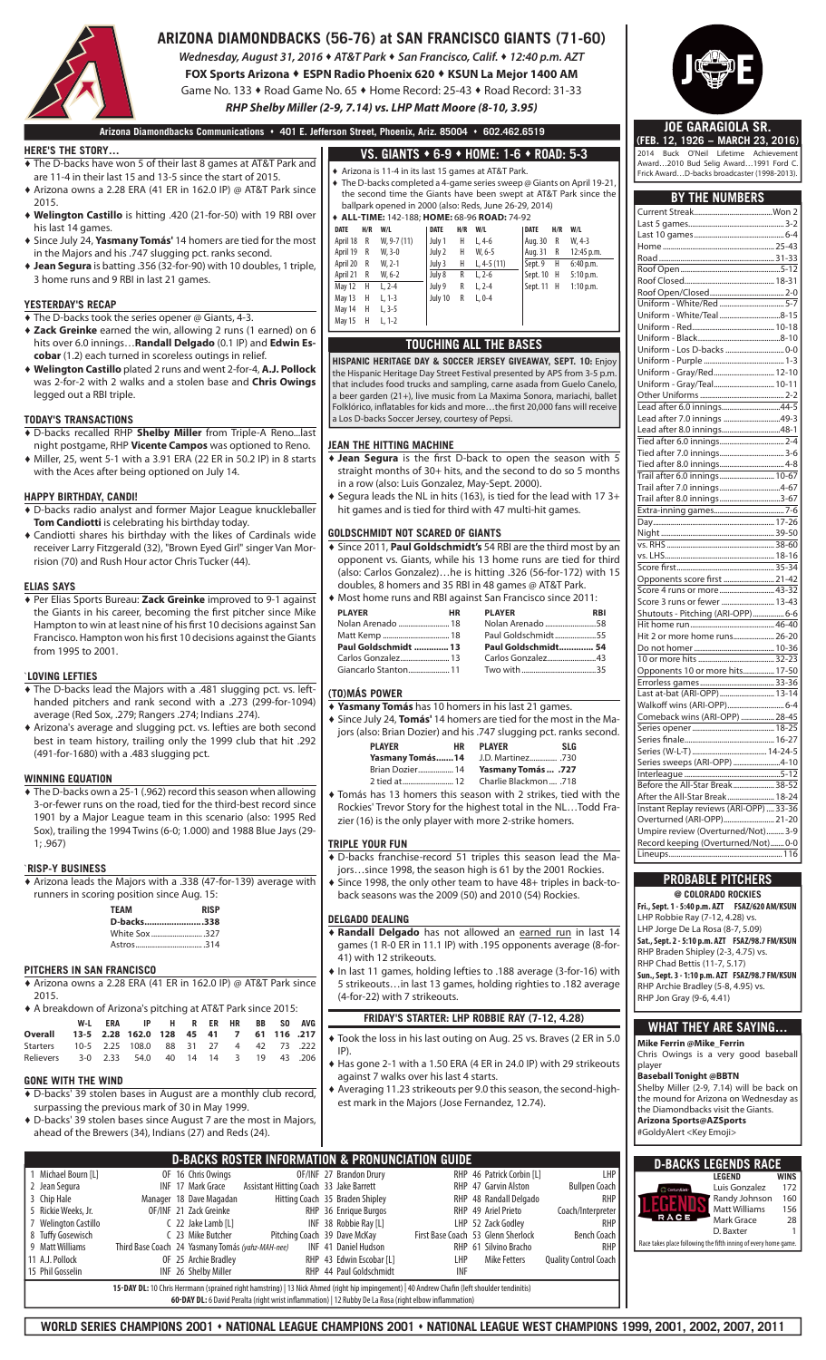# ARIZONA DIAMONDBACKS (56-76) at SAN FRANCISCO GIANTS (71-60)

*Wednesday, August 31, 2016 ♦ AT&T Park ♦ San Francisco, Calif. ♦ 12:45 p.m. AZT*

**FOX Sports Arizona ♦ ESPN Radio Phoenix 620 ♦ KSUN La Mejor 1400 AM**

Game No. 133 ♦ Road Game No. 65 ♦ Home Record: 25-43 ♦ Road Record: 31-33

*RHP Shelby Miller (2-9, 7.14) vs. LHP Matt Moore (8-10, 3.95)*

**Arizona Diamondbacks Communications • 401 E. Jefferson Street, Phoenix, Ariz. 85004 • 602.462.6519**

## HERE'S THE STORY...

- The D-backs have won 5 of their last 8 games at AT&T Park and are 11-4 in their last 15 and 13-5 since the start of 2015.
- Arizona owns a 2.28 ERA (41 ER in 162.0 IP) @ AT&T Park since 2015.
- **Welington Castillo** is hitting .420 (21-for-50) with 19 RBI over his last 14 games.
- Since July 24, **Yasmany Tomás'** 14 homers are tied for the most in the Majors and his .747 slugging pct. ranks second.
- **Jean Segura** is batting .356 (32-for-90) with 10 doubles, 1 triple, 3 home runs and 9 RBI in last 21 games.

## YESTERDAY'S RECAP

- The D-backs took the series opener @ Giants, 4-3.
- **Zack Greinke** earned the win, allowing 2 runs (1 earned) on 6 hits over 6.0 innings…**Randall Delgado** (0.1 IP) and **Edwin Escobar** (1.2) each turned in scoreless outings in relief.
- **Welington Castillo** plated 2 runs and went 2-for-4, **A.J. Pollock** was 2-for-2 with 2 walks and a stolen base and **Chris Owings** legged out a RBI triple.

## TODAY'S TRANSACTIONS

- D-backs recalled RHP **Shelby Miller** from Triple-A Reno...last night postgame, RHP **Vicente Campos** was optioned to Reno.
- Miller, 25, went 5-1 with a 3.91 ERA (22 ER in 50.2 IP) in 8 starts with the Aces after being optioned on July 14.

## HAPPY BIRTHDAY, CANDI!

- D-backs radio analyst and former Major League knuckleballer **Tom Candiotti** is celebrating his birthday today.
- Candiotti shares his birthday with the likes of Cardinals wide receiver Larry Fitzgerald (32), "Brown Eyed Girl" singer Van Morrison (70) and Rush Hour actor Chris Tucker (44).

## ELIAS SAYS

- Per Elias Sports Bureau: **Zack Greinke** improved to 9-1 against the Giants in his career, becoming the first pitcher since Mike Hampton to win at least nine of his first 10 decisions against San Francisco. Hampton won his first 10 decisions against the Giants from 1995 to 2001.

## LOVING LEFTIES

- The D-backs lead the Majors with a .481 slugging pct. vs. left-handed pitchers and rank second with a .273 (299-for-1094) average (Red Sox, .279; Rangers .274; Indians .274).
- Arizona's average and slugging pct. vs lefties are both second best in team history, trailing only the 1999 club that hit .292 (491-for-1680) with a .483 slugging pct.

## WINNING EQUATION

- The D-backs own a 25-1 (.962) record this season when allowing 3-or-fewer runs on the road, tied for the third-best record since 1901 by a Major League team in this scenario (also: 1995 Red Sox), trailing the 1994 Twins (6-0; 1.000) and 1988 Blue Jays (29-1; .967)

## RISP-Y BUSINESS

- Arizona leads the Majors with a .338 (47-for-139) average with runners in scoring position since Aug. 15:

| TEAM | RISP |
|---|---|
| **D-backs** | **.338** |
| White Sox | .327 |
| Astros | .314 |

## PITCHERS IN SAN FRANCISCO

- Arizona owns a 2.28 ERA (41 ER in 162.0 IP) @ AT&T Park since 2015.
- A breakdown of Arizona's pitching at AT&T Park since 2015:

| | W-L | ERA | IP | H | R | ER | HR | BB | SO | AVG |
|---|---|---|---|---|---|---|---|---|---|---|
| **Overall** | **13-5** | **2.28** | **162.0** | **128** | **45** | **41** | **7** | **61** | **116** | **.217** |
| Starters | 10-5 | 2.25 | 108.0 | 88 | 31 | 27 | 4 | 42 | 73 | .222 |
| Relievers | 3-0 | 2.33 | 54.0 | 40 | 14 | 14 | 3 | 19 | 43 | .206 |

## GONE WITH THE WIND

- D-backs' 39 stolen bases in August are a monthly club record, surpassing the previous mark of 30 in May 1999.
- D-backs' 39 stolen bases since August 7 are the most in Majors, ahead of the Brewers (34), Indians (27) and Reds (24).

## VS. GIANTS ♦ 6-9 ♦ HOME: 1-6 ♦ ROAD: 5-3

- Arizona is 11-4 in its last 15 games at AT&T Park.
- The D-backs completed a 4-game series sweep @ Giants on April 19-21, the second time the Giants have been swept at AT&T Park since the ballpark opened in 2000 (also: Reds, June 26-29, 2014)
- **ALL-TIME:** 142-188; **HOME:** 68-96 **ROAD:** 74-92

| DATE | H/R | W/L | DATE | H/R | W/L | DATE | H/R | W/L |
|---|---|---|---|---|---|---|---|---|
| April 18 | R | W, 9-7 (11) | July 1 | H | L, 4-6 | Aug. 30 | R | W, 4-3 |
| April 19 | R | W, 3-0 | July 2 | H | W, 6-5 | Aug. 31 | R | 12:45 p.m. |
| April 20 | R | W, 2-1 | July 3 | H | L, 4-5 (11) | Sept. 9 | H | 6:40 p.m. |
| April 21 | R | W, 6-2 | July 8 | R | L, 2-6 | Sept. 10 | H | 5:10 p.m. |
| May 12 | H | L, 2-4 | July 9 | R | L, 2-4 | Sept. 11 | H | 1:10 p.m. |
| May 13 | H | L, 1-3 | July 10 | R | L, 0-4 | | | |
| May 14 | H | L, 3-5 | | | | | | |
| May 15 | H | L, 1-2 | | | | | | |

## TOUCHING ALL THE BASES

**HISPANIC HERITAGE DAY & SOCCER JERSEY GIVEAWAY, SEPT. 10:** Enjoy the Hispanic Heritage Day Street Festival presented by APS from 3-5 p.m. that includes food trucks and sampling, carne asada from Guelo Canelo, a beer garden (21+), live music from La Maxima Sonora, mariachi, ballet Folklórico, inflatables for kids and more…the first 20,000 fans will receive a Los D-backs Soccer Jersey, courtesy of Pepsi.

## JEAN THE HITTING MACHINE

- **Jean Segura** is the first D-back to open the season with 5 straight months of 30+ hits, and the second to do so 5 months in a row (also: Luis Gonzalez, May-Sept. 2000).
- Segura leads the NL in hits (163), is tied for the lead with 17 3+ hit games and is tied for third with 47 multi-hit games.

## GOLDSCHMIDT NOT SCARED OF GIANTS

- Since 2011, **Paul Goldschmidt's** 54 RBI are the third most by an opponent vs. Giants, while his 13 home runs are tied for third (also: Carlos Gonzalez)…he is hitting .326 (56-for-172) with 15 doubles, 8 homers and 35 RBI in 48 games @ AT&T Park.
- Most home runs and RBI against San Francisco since 2011:

| PLAYER | HR | PLAYER | RBI |
|---|---|---|---|
| Nolan Arenado | 18 | Nolan Arenado | 58 |
| Matt Kemp | 18 | Paul Goldschmidt | 55 |
| **Paul Goldschmidt** | **13** | **Paul Goldschmidt** | **54** |
| Carlos Gonzalez | 13 | Carlos Gonzalez | 43 |
| Giancarlo Stanton | 11 | Two with | 35 |

## (TO)MÁS POWER

- **Yasmany Tomás** has 10 homers in his last 21 games.
- Since July 24, **Tomás'** 14 homers are tied for the most in the Majors (also: Brian Dozier) and his .747 slugging pct. ranks second.

| PLAYER | HR | PLAYER | SLG |
|---|---|---|---|
| **Yasmany Tomás** | **14** | J.D. Martinez | .730 |
| Brian Dozier | 14 | **Yasmany Tomás** | **.727** |
| 2 tied at | 12 | Charlie Blackmon | .718 |

- Tomás has 13 homers this season with 2 strikes, tied with the Rockies' Trevor Story for the highest total in the NL…Todd Frazier (16) is the only player with more 2-strike homers.

## TRIPLE YOUR FUN

- D-backs franchise-record 51 triples this season lead the Majors…since 1998, the season high is 61 by the 2001 Rockies.
- Since 1998, the only other team to have 48+ triples in back-to-back seasons was the 2009 (50) and 2010 (54) Rockies.

## DELGADO DEALING

- **Randall Delgado** has not allowed an earned run in last 14 games (1 R-0 ER in 11.1 IP) with .195 opponents average (8-for-41) with 12 strikeouts.
- In last 11 games, holding lefties to .188 average (3-for-16) with 5 strikeouts…in last 13 games, holding righties to .182 average (4-for-22) with 7 strikeouts.

## FRIDAY'S STARTER: LHP ROBBIE RAY (7-12, 4.28)

- Took the loss in his last outing on Aug. 25 vs. Braves (2 ER in 5.0 IP).
- Has gone 2-1 with a 1.50 ERA (4 ER in 24.0 IP) with 29 strikeouts against 7 walks over his last 4 starts.
- Averaging 11.23 strikeouts per 9.0 this season, the second-highest mark in the Majors (Jose Fernandez, 12.74).

## JOE GARAGIOLA SR.
**(FEB. 12, 1926 – MARCH 23, 2016)**

2014 Buck O'Neil Lifetime Achievement Award…2010 Bud Selig Award…1991 Ford C. Frick Award…D-backs broadcaster (1998-2013).

## BY THE NUMBERS

| | |
|---|---|
| Current Streak | Won 2 |
| Last 5 games | 3-2 |
| Last 10 games | 6-4 |
| Home | 25-43 |
| Road | 31-33 |
| Roof Open | 5-12 |
| Roof Closed | 18-31 |
| Roof Open/Closed | 2-0 |
| Uniform - White/Red | 5-7 |
| Uniform - White/Teal | 8-15 |
| Uniform - Red | 10-18 |
| Uniform - Black | 8-10 |
| Uniform - Los D-backs | 0-0 |
| Uniform - Purple | 1-3 |
| Uniform - Gray/Red | 12-10 |
| Uniform - Gray/Teal | 10-11 |
| Other Uniforms | 2-2 |
| Lead after 6.0 innings | 44-5 |
| Lead after 7.0 innings | 49-3 |
| Lead after 8.0 innings | 48-1 |
| Tied after 6.0 innings | 2-4 |
| Tied after 7.0 innings | 3-6 |
| Tied after 8.0 innings | 4-8 |
| Trail after 6.0 innings | 10-67 |
| Trail after 7.0 innings | 4-67 |
| Trail after 8.0 innings | 3-67 |
| Extra-inning games | 7-6 |
| Day | 17-26 |
| Night | 39-50 |
| vs. RHS | 38-60 |
| vs. LHS | 18-16 |
| Score first | 35-34 |
| Opponents score first | 21-42 |
| Score 4 runs or more | 43-32 |
| Score 3 runs or fewer | 13-43 |
| Shutouts - Pitching (ARI-OPP) | 6-6 |
| Hit home run | 46-40 |
| Hit 2 or more home runs | 26-20 |
| Do not homer | 10-36 |
| 10 or more hits | 32-23 |
| Opponents 10 or more hits | 17-50 |
| Errorless games | 33-36 |
| Last at-bat (ARI-OPP) | 13-14 |
| Walkoff wins (ARI-OPP) | 6-4 |
| Comeback wins (ARI-OPP) | 28-45 |
| Series opener | 18-25 |
| Series finale | 16-27 |
| Series (W-L-T) | 14-24-5 |
| Series sweeps (ARI-OPP) | 4-10 |
| Interleague | 5-12 |
| Before the All-Star Break | 38-52 |
| After the All-Star Break | 18-24 |
| Instant Replay reviews (ARI-OPP) | 33-36 |
| Overturned (ARI-OPP) | 21-20 |
| Umpire review (Overturned/Not) | 3-9 |
| Record keeping (Overturned/Not) | 0-0 |
| Lineups | 116 |

## PROBABLE PITCHERS

**@ COLORADO ROCKIES**

**Fri., Sept. 1 - 5:40 p.m. AZT FSAZ/620 AM/KSUN**
LHP Robbie Ray (7-12, 4.28) vs.
LHP Jorge De La Rosa (8-7, 5.09)

**Sat., Sept. 2 - 5:10 p.m. AZT FSAZ/98.7 FM/KSUN**
RHP Braden Shipley (2-3, 4.75) vs.
RHP Chad Bettis (11-7, 5.17)

**Sun., Sept. 3 - 1:10 p.m. AZT FSAZ/98.7 FM/KSUN**
RHP Archie Bradley (5-8, 4.95) vs.
RHP Jon Gray (9-6, 4.41)

## WHAT THEY ARE SAYING...

**Mike Ferrin @Mike_Ferrin**
Chris Owings is a very good baseball player

**Baseball Tonight @BBTN**
Shelby Miller (2-9, 7.14) will be back on the mound for Arizona on Wednesday as the Diamondbacks visit the Giants.

**Arizona Sports@AZSports**
#GoldyAlert <Key Emoji>

## D-BACKS ROSTER INFORMATION & PRONUNCIATION GUIDE

| | | | | | | | | |
|---|---|---|---|---|---|---|---|---|
| 1 Michael Bourn [L] | OF | 16 Chris Owings | OF/INF | 27 Brandon Drury | RHP | 46 Patrick Corbin [L] | LHP |
| 2 Jean Segura | INF | 17 Mark Grace | Assistant Hitting Coach | 33 Jake Barrett | RHP | 47 Garvin Alston | Bullpen Coach |
| 3 Chip Hale | Manager | 18 Dave Magadan | Hitting Coach | 35 Braden Shipley | RHP | 48 Randall Delgado | RHP |
| 5 Rickie Weeks, Jr. | OF/INF | 21 Zack Greinke | RHP | 36 Enrique Burgos | RHP | 49 Ariel Prieto | Coach/Interpreter |
| 7 Welington Castillo | C | 22 Jake Lamb [L] | INF | 38 Robbie Ray [L] | LHP | 52 Zack Godley | RHP |
| 8 Tuffy Gosewisch | C | 23 Mike Butcher | Pitching Coach | 39 Dave McKay | First Base Coach | 53 Glenn Sherlock | Bench Coach |
| 9 Matt Williams | Third Base Coach | 24 Yasmany Tomás (*yahz-MAH-nee*) | INF | 41 Daniel Hudson | RHP | 61 Silvino Bracho | RHP |
| 11 A.J. Pollock | OF | 25 Archie Bradley | RHP | 43 Edwin Escobar [L] | LHP | Mike Fetters | Quality Control Coach |
| 15 Phil Gosselin | INF | 26 Shelby Miller | RHP | 44 Paul Goldschmidt | INF | | |

**15-DAY DL:** 10 Chris Herrmann (sprained right hamstring) | 13 Nick Ahmed (right hip impingement) | 40 Andrew Chafin (left shoulder tendinitis)

**60-DAY DL:** 6 David Peralta (right wrist inflammation) | 12 Rubby De La Rosa (right elbow inflammation)

## D-BACKS LEGENDS RACE

| LEGEND | WINS |
|---|---|
| Luis Gonzalez | 172 |
| Randy Johnson | 160 |
| Matt Williams | 156 |
| Mark Grace | 28 |
| D. Baxter | 1 |

Race takes place following the fifth inning of every home game.

**WORLD SERIES CHAMPIONS 2001 • NATIONAL LEAGUE CHAMPIONS 2001 • NATIONAL LEAGUE WEST CHAMPIONS 1999, 2001, 2002, 2007, 2011**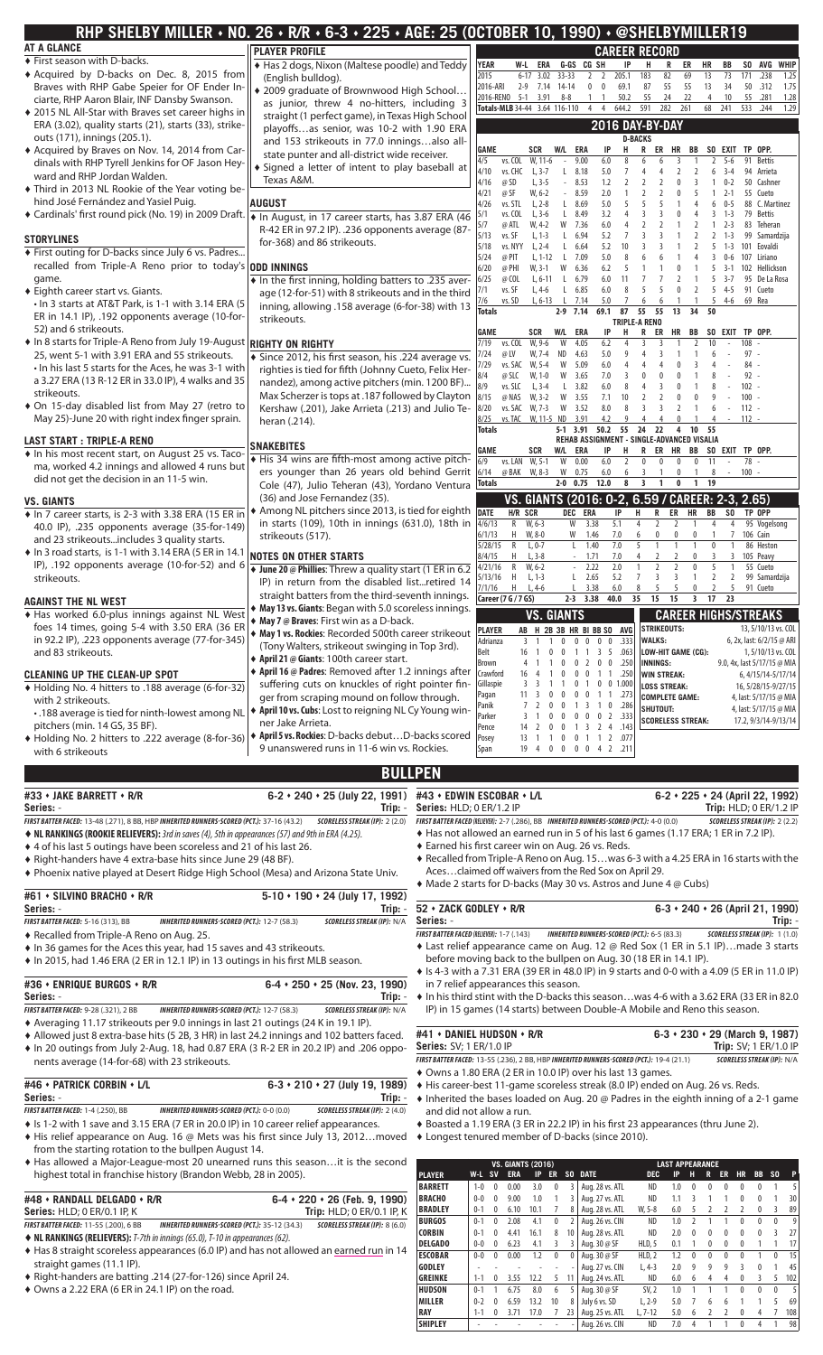# RHP SHELBY MILLER • NO. 26 • R/R • 6-3 • 225 • AGE: 25 (OCTOBER 10, 1990) • @SHELBYMILLER19

## AT A GLANCE

- First season with D-backs.
- Acquired by D-backs on Dec. 8, 2015 from Braves with RHP Gabe Speier for OF Ender Inciarte, RHP Aaron Blair, INF Dansby Swanson.
- 2015 NL All-Star with Braves set career highs in ERA (3.02), quality starts (21), starts (33), strikeouts (171), innings (205.1).
- Acquired by Braves on Nov. 14, 2014 from Cardinals with RHP Tyrell Jenkins for OF Jason Heyward and RHP Jordan Walden.
- Third in 2013 NL Rookie of the Year voting behind José Fernández and Yasiel Puig.
- Cardinals' first round pick (No. 19) in 2009 Draft.

## STORYLINES

- First outing for D-backs since July 6 vs. Padres...recalled from Triple-A Reno prior to today's game.
- Eighth career start vs. Giants.
  - In 3 starts at AT&T Park, is 1-1 with 3.14 ERA (5 ER in 14.1 IP), .192 opponents average (10-for-52) and 6 strikeouts.
- In 8 starts for Triple-A Reno from July 19-August 25, went 5-1 with 3.91 ERA and 55 strikeouts.
  - In his last 5 starts for the Aces, he was 3-1 with a 3.27 ERA (13 R-12 ER in 33.0 IP), 4 walks and 35 strikeouts.
- On 15-day disabled list from May 27 (retro to May 25)-June 20 with right index finger sprain.

## LAST START : TRIPLE-A RENO

- In his most recent start, on August 25 vs. Tacoma, worked 4.2 innings and allowed 4 runs but did not get the decision in an 11-5 win.

## VS. GIANTS

- In 7 career starts, is 2-3 with 3.38 ERA (15 ER in 40.0 IP), .235 opponents average (35-for-149) and 23 strikeouts...includes 3 quality starts.
- In 3 road starts, is 1-1 with 3.14 ERA (5 ER in 14.1 IP), .192 opponents average (10-for-52) and 6 strikeouts.

## AGAINST THE NL WEST

- Has worked 6.0-plus innings against NL West foes 14 times, going 5-4 with 3.50 ERA (36 ER in 92.2 IP), .223 opponents average (77-for-345) and 83 strikeouts.

## CLEANING UP THE CLEAN-UP SPOT

- Holding No. 4 hitters to .188 average (6-for-32) with 2 strikeouts.
  - .188 average is tied for ninth-lowest among NL pitchers (min. 14 GS, 35 BF).
- Holding No. 2 hitters to .222 average (8-for-36) with 6 strikeouts

## PLAYER PROFILE

- Has 2 dogs, Nixon (Maltese poodle) and Teddy (English bulldog).
- 2009 graduate of Brownwood High School...as junior, threw 4 no-hitters, including 3 straight (1 perfect game), in Texas High School playoffs...as senior, was 10-2 with 1.90 ERA and 153 strikeouts in 77.0 innings...also all-state punter and all-district wide receiver.
- Signed a letter of intent to play baseball at Texas A&M.

## AUGUST

- In August, in 17 career starts, has 3.87 ERA (46 R-42 ER in 97.2 IP). .236 opponents average (87-for-368) and 86 strikeouts.

## ODD INNINGS

- In the first inning, holding batters to .235 average (12-for-51) with 8 strikeouts and in the third inning, allowing .158 average (6-for-38) with 13 strikeouts.

## RIGHTY ON RIGHTY

- Since 2012, his first season, his .224 average vs. righties is tied for fifth (Johnny Cueto, Felix Hernandez), among active pitchers (min. 1200 BF)...Max Scherzer is tops at .187 followed by Clayton Kershaw (.201), Jake Arrieta (.213) and Julio Teheran (.214).

## SNAKEBITES

- His 34 wins are fifth-most among active pitchers younger than 26 years old behind Gerrit Cole (47), Julio Teheran (43), Yordano Ventura (36) and Jose Fernandez (35).
- Among NL pitchers since 2013, is tied for eighth in starts (109), 10th in innings (631.0), 18th in strikeouts (517).

## NOTES ON OTHER STARTS

- **June 20 @ Phillies**: Threw a quality start (1 ER in 6.2 IP) in return from the disabled list...retired 14 straight batters from the third-seventh innings.
- **May 13 vs. Giants**: Began with 5.0 scoreless innings.
- **May 7 @ Braves**: First win as a D-back.
- **May 1 vs. Rockies**: Recorded 500th career strikeout (Tony Walters, strikeout swinging in Top 3rd).
- **April 21 @ Giants**: 100th career start.
- **April 16 @ Padres**: Removed after 1.2 innings after suffering cuts on knuckles of right pointer finger from scraping mound on follow through.
- **April 10 vs. Cubs**: Lost to reigning NL Cy Young winner Jake Arrieta.
- **April 5 vs. Rockies**: D-backs debut...D-backs scored 9 unanswered runs in 11-6 win vs. Rockies.

## CAREER RECORD

| YEAR | W-L | ERA | G-GS | CG | SH | IP | H | R | ER | HR | BB | SO | AVG | WHIP |
|---|---|---|---|---|---|---|---|---|---|---|---|---|---|---|
| 2015 | 6-17 | 3.02 | 33-33 | 2 | 2 | 205.1 | 183 | 82 | 69 | 13 | 73 | 171 | .238 | 1.25 |
| 2016-ARI | 2-9 | 7.14 | 14-14 | 0 | 0 | 69.1 | 87 | 55 | 55 | 13 | 34 | 50 | .312 | 1.75 |
| 2016-RENO | 5-1 | 3.91 | 8-8 | 1 | 1 | 50.2 | 55 | 24 | 22 | 4 | 10 | 55 | .281 | 1.28 |
| Totals-MLB | 34-44 | 3.64 | 116-110 | 4 | 4 | 644.2 | 591 | 282 | 261 | 68 | 241 | 533 | .244 | 1.29 |

## 2016 DAY-BY-DAY

**D-BACKS**

| GAME | SCR | W/L | ERA | IP | H | R | ER | HR | BB | SO | EXIT | TP | OPP. |
|---|---|---|---|---|---|---|---|---|---|---|---|---|---|
| 4/5 vs. COL | W, 11-6 | - | 9.00 | 6.0 | 8 | 6 | 6 | 3 | 1 | 2 | 5-6 | 91 | Bettis |
| 4/10 vs. CHC | L, 3-7 | L | 8.18 | 5.0 | 7 | 4 | 4 | 2 | 2 | 6 | 3-4 | 94 | Arrieta |
| 4/16 @ SD | L, 3-5 | - | 8.53 | 1.2 | 2 | 2 | 2 | 0 | 3 | 1 | 0-2 | 50 | Cashner |
| 4/21 @ SF | W, 6-2 | - | 8.59 | 2.0 | 1 | 2 | 2 | 0 | 5 | 1 | 2-1 | 55 | Cueto |
| 4/26 vs. STL | L, 2-8 | L | 8.69 | 5.0 | 5 | 5 | 5 | 1 | 4 | 6 | 0-5 | 88 | C. Martinez |
| 5/1 vs. COL | L, 3-6 | L | 8.49 | 3.2 | 4 | 3 | 3 | 0 | 4 | 3 | 1-3 | 79 | Bettis |
| 5/7 @ ATL | W, 4-2 | W | 7.36 | 6.0 | 4 | 2 | 2 | 1 | 2 | 1 | 2-3 | 83 | Teheran |
| 5/13 vs. SF | L, 1-3 | L | 6.94 | 5.2 | 7 | 3 | 3 | 1 | 2 | 2 | 1-3 | 99 | Samardzija |
| 5/18 vs. NYY | L, 2-4 | L | 6.64 | 5.2 | 10 | 3 | 3 | 1 | 2 | 5 | 1-3 | 101 | Eovaldi |
| 5/24 @ PIT | L, 1-12 | L | 7.09 | 5.0 | 8 | 6 | 6 | 1 | 4 | 3 | 0-6 | 107 | Liriano |
| 6/20 @ PHI | W, 3-1 | W | 6.36 | 6.2 | 5 | 1 | 1 | 0 | 1 | 5 | 3-1 | 102 | Hellickson |
| 6/25 @ COL | L, 6-11 | L | 6.79 | 6.0 | 11 | 7 | 7 | 2 | 1 | 5 | 3-7 | 95 | De La Rosa |
| 7/1 vs. SF | L, 4-6 | L | 6.85 | 6.0 | 8 | 5 | 5 | 0 | 2 | 5 | 4-5 | 91 | Cueto |
| 7/6 vs. SD | L, 6-13 | L | 7.14 | 5.0 | 7 | 6 | 6 | 1 | 1 | 5 | 4-6 | 69 | Rea |
| Totals | | 2-9 | 7.14 | 69.1 | 87 | 55 | 55 | 13 | 34 | 50 | | | |

**TRIPLE-A RENO**

| GAME | SCR | W/L | ERA | IP | H | R | ER | HR | BB | SO | EXIT | TP | OPP. |
|---|---|---|---|---|---|---|---|---|---|---|---|---|---|
| 7/19 vs. COL | W, 9-6 | W | 4.05 | 6.2 | 4 | 3 | 3 | 1 | 2 | 10 | - | 108 | - |
| 7/24 @ LV | W, 7-4 | ND | 4.63 | 5.0 | 9 | 4 | 3 | 1 | 1 | 6 | - | 97 | - |
| 7/29 vs. SAC | W, 5-4 | W | 5.09 | 6.0 | 4 | 4 | 4 | 0 | 3 | 4 | - | 84 | - |
| 8/4 @ SLC | W, 1-0 | W | 3.65 | 7.0 | 3 | 0 | 0 | 0 | 1 | 8 | - | 92 | - |
| 8/9 vs. SLC | L, 3-4 | L | 3.82 | 6.0 | 8 | 4 | 3 | 0 | 1 | 8 | - | 102 | - |
| 8/15 @ NAS | W, 3-2 | W | 3.55 | 7.1 | 10 | 2 | 2 | 0 | 0 | 9 | - | 100 | - |
| 8/20 vs. SAC | W, 7-3 | W | 3.52 | 8.0 | 8 | 3 | 3 | 2 | 1 | 6 | - | 112 | - |
| 8/25 vs. TAC | W, 11-5 | ND | 3.91 | 4.2 | 9 | 4 | 4 | 0 | 1 | 4 | - | 112 | - |
| Totals | | 5-1 | 3.91 | 50.2 | 55 | 24 | 22 | 4 | 10 | 55 | | | |

**REHAB ASSIGNMENT - SINGLE-ADVANCED VISALIA**

| GAME | SCR | W/L | ERA | IP | H | R | ER | HR | BB | SO | EXIT | TP | OPP. |
|---|---|---|---|---|---|---|---|---|---|---|---|---|---|
| 6/9 vs. LAN | W, 5-1 | W | 0.00 | 6.0 | 2 | 0 | 0 | 0 | 0 | 11 | - | 78 | - |
| 6/14 @ BAK | W, 8-3 | W | 0.75 | 6.0 | 6 | 3 | 1 | 0 | 1 | 8 | - | 100 | - |
| Totals | | 2-0 | 0.75 | 12.0 | 8 | 3 | 1 | 0 | 1 | 19 | | | |

## VS. GIANTS (2016: 0-2, 6.59 / CAREER: 2-3, 2.65)

| DATE | H/R | SCR | DEC | ERA | IP | H | R | ER | HR | BB | SO | TP | OPP |
|---|---|---|---|---|---|---|---|---|---|---|---|---|---|
| 4/6/13 | R | W, 6-3 | | W | 3.38 | 5.1 | 4 | 2 | 2 | 1 | 4 | 95 | Vogelsong |
| 6/1/13 | H | W, 8-0 | | W | 1.46 | 7.0 | 6 | 0 | 0 | 1 | 7 | 106 | Cain |
| 5/28/15 | R | L, 0-7 | | L | 1.40 | 7.0 | 5 | 1 | 1 | 1 | 0 | 86 | Heston |
| 8/4/15 | H | L, 3-8 | | - | 1.71 | 7.0 | 4 | 2 | 2 | 0 | 3 | 105 | Peavy |
| 4/21/16 | R | W, 6-2 | | - | 2.22 | 2.0 | 1 | 2 | 2 | 0 | 5 | 1 | 55 Cueto |
| 5/13/16 | H | L, 1-3 | | L | 2.65 | 5.2 | 7 | 3 | 3 | 1 | 2 | 2 | 99 Samardzija |
| 7/1/16 | H | L, 4-6 | | L | 3.38 | 6.0 | 8 | 5 | 5 | 0 | 2 | 5 | 91 Cueto |
| Career (7 G / 7 GS) | | | | 2-3 | 3.38 | 40.0 | 35 | 15 | 15 | 3 | 17 | 23 | |

## VS. GIANTS

| PLAYER | AB | H | 2B | 3B | HR | BI | BB | SO | AVG |
|---|---|---|---|---|---|---|---|---|---|
| Adrianza | 3 | 1 | 1 | 0 | 0 | 0 | 0 | 0 | .333 |
| Belt | 16 | 1 | 0 | 0 | 1 | 1 | 3 | 5 | .063 |
| Brown | 4 | 1 | 1 | 0 | 0 | 2 | 0 | 0 | .250 |
| Crawford | 16 | 4 | 1 | 0 | 0 | 0 | 1 | 1 | .250 |
| Gillaspie | 3 | 3 | 1 | 1 | 0 | 1 | 0 | 0 | 1.000 |
| Pagan | 11 | 3 | 0 | 0 | 0 | 0 | 1 | 1 | .273 |
| Panik | 7 | 2 | 0 | 0 | 1 | 3 | 1 | 0 | .286 |
| Parker | 3 | 1 | 0 | 0 | 0 | 0 | 0 | 2 | .333 |
| Pence | 14 | 2 | 0 | 0 | 1 | 3 | 2 | 4 | .143 |
| Posey | 13 | 1 | 1 | 0 | 0 | 1 | 1 | 2 | .077 |
| Span | 19 | 4 | 0 | 0 | 0 | 0 | 4 | 2 | .211 |

## CAREER HIGHS/STREAKS

| | |
|---|---|
| STRIKEOUTS: | 13, 5/10/13 vs. COL |
| WALKS: | 6, 2x, last: 6/2/15 @ ARI |
| LOW-HIT GAME (CG): | 1, 5/10/13 vs. COL |
| INNINGS: | 9.0, 4x, last 5/17/15 @ MIA |
| WIN STREAK: | 6, 4/15/14-5/17/14 |
| LOSS STREAK: | 16, 5/28/15-9/27/15 |
| COMPLETE GAME: | 4, last: 5/17/15 @ MIA |
| SHUTOUT: | 4, last: 5/17/15 @ MIA |
| SCORELESS STREAK: | 17.2, 9/13/14-9/13/14 |

# BULLPEN

### #33 • JAKE BARRETT • R/R — 6-2 • 240 • 25 (July 22, 1991)
**Series:** - **Trip:** -

*FIRST BATTER FACED:* 13-48 (.271), 8 BB, HBP *INHERITED RUNNERS-SCORED (PCT.):* 37-16 (43.2) *SCORELESS STREAK (IP):* 2 (2.0)

- **NL RANKINGS (ROOKIE RELIEVERS):** *3rd in saves (4), 5th in appearances (57) and 9th in ERA (4.25).*
- 4 of his last 5 outings have been scoreless and 21 of his last 26.
- Right-handers have 4 extra-base hits since June 29 (48 BF).
- Phoenix native played at Desert Ridge High School (Mesa) and Arizona State Univ.

### #61 • SILVINO BRACHO • R/R — 5-10 • 190 • 24 (July 17, 1992)
**Series:** - **Trip:** -

*FIRST BATTER FACED:* 5-16 (313), BB *INHERITED RUNNERS-SCORED (PCT.):* 12-7 (58.3) *SCORELESS STREAK (IP):* N/A

- Recalled from Triple-A Reno on Aug. 25.
- In 36 games for the Aces this year, had 15 saves and 43 strikeouts.
- In 2015, had 1.46 ERA (2 ER in 12.1 IP) in 13 outings in his first MLB season.

### #36 • ENRIQUE BURGOS • R/R — 6-4 • 250 • 25 (Nov. 23, 1990)
**Series:** - **Trip:** -

*FIRST BATTER FACED:* 9-28 (.321), 2 BB *INHERITED RUNNERS-SCORED (PCT.):* 12-7 (58.3) *SCORELESS STREAK (IP):* N/A

- Averaging 11.17 strikeouts per 9.0 innings in last 21 outings (24 K in 19.1 IP).
- Allowed just 8 extra-base hits (5 2B, 3 HR) in last 24.2 innings and 102 batters faced.
- In 20 outings from July 2-Aug. 18, had 0.87 ERA (3 R-2 ER in 20.2 IP) and .206 opponents average (14-for-68) with 23 strikeouts.

### #46 • PATRICK CORBIN • L/L — 6-3 • 210 • 27 (July 19, 1989)
**Series:** - **Trip:** -

*FIRST BATTER FACED:* 1-4 (.250), BB *INHERITED RUNNERS-SCORED (PCT.):* 0-0 (0.0) *SCORELESS STREAK (IP):* 2 (4.0)

- Is 1-2 with 1 save and 3.15 ERA (7 ER in 20.0 IP) in 10 career relief appearances.
- His relief appearance on Aug. 16 @ Mets was his first since July 13, 2012...moved from the starting rotation to the bullpen August 14.
- Has allowed a Major-League-most 20 unearned runs this season...it is the second highest total in franchise history (Brandon Webb, 28 in 2005).

### #48 • RANDALL DELGADO • R/R — 6-4 • 220 • 26 (Feb. 9, 1990)
**Series:** HLD; 0 ER/0.1 IP, K **Trip:** HLD; 0 ER/0.1 IP, K

*FIRST BATTER FACED:* 11-55 (.200), 6 BB *INHERITED RUNNERS-SCORED (PCT.):* 35-12 (34.3) *SCORELESS STREAK (IP):* 8 (6.0)

- **NL RANKINGS (RELIEVERS):** *T-7th in innings (65.0), T-10 in appearances (62).*
- Has 8 straight scoreless appearances (6.0 IP) and has not allowed an earned run in 14 straight games (11.1 IP).
- Right-handers are batting .214 (27-for-126) since April 24.
- Owns a 2.22 ERA (6 ER in 24.1 IP) on the road.

### #43 • EDWIN ESCOBAR • L/L — 6-2 • 225 • 24 (April 22, 1992)
**Series:** HLD; 0 ER/1.2 IP **Trip:** HLD; 0 ER/1.2 IP

*FIRST BATTER FACED (RELIEVER):* 2-7 (.286), BB *INHERITED RUNNERS-SCORED (PCT.):* 4-0 (0.0) *SCORELESS STREAK (IP):* 2 (2.2)

- Has not allowed an earned run in 5 of his last 6 games (1.17 ERA; 1 ER in 7.2 IP).
- Earned his first career win on Aug. 26 vs. Reds.
- Recalled from Triple-A Reno on Aug. 15...was 6-3 with a 4.25 ERA in 16 starts with the Aces...claimed off waivers from the Red Sox on April 29.
- Made 2 starts for D-backs (May 30 vs. Astros and June 4 @ Cubs)

### 52 • ZACK GODLEY • R/R — 6-3 • 240 • 26 (April 21, 1990)
**Series:** - **Trip:** -

*FIRST BATTER FACED (RELIEVER):* 1-7 (.143) *INHERITED RUNNERS-SCORED (PCT.):* 6-5 (83.3) *SCORELESS STREAK (IP):* 1 (1.0)

- Last relief appearance came on Aug. 12 @ Red Sox (1 ER in 5.1 IP)...made 3 starts before moving back to the bullpen on Aug. 30 (18 ER in 14.1 IP).
- Is 4-3 with a 7.31 ERA (39 ER in 48.0 IP) in 9 starts and 0-0 with a 4.09 (5 ER in 11.0 IP) in 7 relief appearances this season.
- In his third stint with the D-backs this season...was 4-6 with a 3.62 ERA (33 ER in 82.0 IP) in 15 games (14 starts) between Double-A Mobile and Reno this season.

### #41 • DANIEL HUDSON • R/R — 6-3 • 230 • 29 (March 9, 1987)
**Series:** SV; 1 ER/1.0 IP **Trip:** SV; 1 ER/1.0 IP

*FIRST BATTER FACED:* 13-55 (.236), 2 BB, HBP *INHERITED RUNNERS-SCORED (PCT.):* 19-4 (21.1) *SCORELESS STREAK (IP):* N/A

- Owns a 1.80 ERA (2 ER in 10.0 IP) over his last 13 games.
- His career-best 11-game scoreless streak (8.0 IP) ended on Aug. 26 vs. Reds.
- Inherited the bases loaded on Aug. 20 @ Padres in the eighth inning of a 2-1 game and did not allow a run.
- Boasted a 1.19 ERA (3 ER in 22.2 IP) in his first 23 appearances (thru June 2).
- Longest tenured member of D-backs (since 2010).

| PLAYER | VS. GIANTS (2016) W-L | SV | ERA | IP | ER | SO | LAST APPEARANCE DATE | DEC | IP | H | R | ER | HR | BB | SO | P |
|---|---|---|---|---|---|---|---|---|---|---|---|---|---|---|---|---|
| BARRETT | 1-0 | 0 | 0.00 | 3.0 | 0 | 3 | Aug. 28 vs. ATL | ND | 1.0 | 0 | 0 | 0 | 0 | 0 | 1 | 5 |
| BRACHO | 0-0 | 0 | 9.00 | 1.0 | 1 | 3 | Aug. 27 vs. ATL | ND | 1.1 | 3 | 1 | 1 | 0 | 0 | 1 | 30 |
| BRADLEY | 0-1 | 0 | 6.10 | 10.1 | 7 | 8 | Aug. 28 vs. ATL | W, 5-8 | 6.0 | 5 | 2 | 2 | 2 | 0 | 3 | 89 |
| BURGOS | 0-1 | 0 | 2.08 | 4.1 | 0 | 2 | Aug. 26 vs. CIN | ND | 1.0 | 2 | 1 | 1 | 0 | 0 | 0 | 9 |
| CORBIN | 0-1 | 0 | 4.41 | 16.1 | 8 | 10 | Aug. 28 vs. ATL | ND | 2.0 | 0 | 0 | 0 | 0 | 0 | 3 | 27 |
| DELGADO | 0-0 | 0 | 6.23 | 4.1 | 3 | 3 | Aug. 30 @ SF | HLD, 5 | 0.1 | 1 | 0 | 0 | 0 | 1 | 1 | 17 |
| ESCOBAR | 0-0 | 0 | 0.00 | 1.2 | 0 | 0 | Aug. 30 @ SF | HLD, 2 | 1.2 | 0 | 0 | 0 | 0 | 1 | 0 | 15 |
| GODLEY | - | - | - | - | - | - | Aug. 27 vs. CIN | L, 4-3 | 2.0 | 9 | 9 | 9 | 3 | 0 | 1 | 45 |
| GREINKE | 1-1 | 0 | 3.55 | 12.2 | 5 | 11 | Aug. 24 vs. ATL | ND | 6.0 | 6 | 4 | 4 | 0 | 3 | 5 | 102 |
| HUDSON | 0-1 | 1 | 6.75 | 8.0 | 6 | 5 | Aug. 30 @ SF | SV, 2 | 1.0 | 1 | 1 | 1 | 0 | 0 | 0 | 5 |
| MILLER | 0-2 | 0 | 6.59 | 13.2 | 10 | 8 | July 6 vs. SD | L, 2-9 | 5.0 | 7 | 6 | 6 | 1 | 1 | 5 | 69 |
| RAY | 1-1 | 0 | 3.71 | 17.0 | 7 | 23 | Aug. 25 vs. ATL | L, 7-12 | 5.0 | 6 | 2 | 2 | 0 | 4 | 7 | 108 |
| SHIPLEY | - | - | - | - | - | - | Aug. 26 vs. CIN | ND | 7.0 | 4 | 1 | 1 | 0 | 4 | 1 | 98 |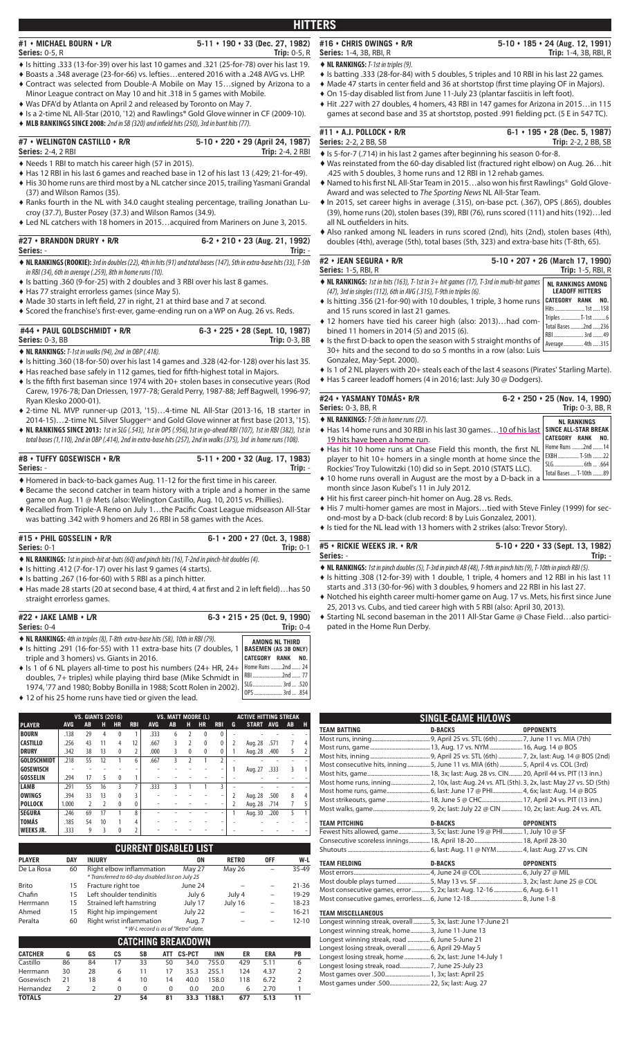# HITTERS

### #1 • MICHAEL BOURN • L/R — 5-11 • 190 • 33 (Dec. 27, 1982)

**Series:** 0-5, R — **Trip:** 0-5, R

- Is hitting .333 (13-for-39) over his last 10 games and .321 (25-for-78) over his last 19.
- Boasts a .348 average (23-for-66) vs. lefties…entered 2016 with a .248 AVG vs. LHP.
- Contract was selected from Double-A Mobile on May 15…signed by Arizona to a Minor League contract on May 10 and hit .318 in 5 games with Mobile.
- Was DFA'd by Atlanta on April 2 and released by Toronto on May 7.
- Is a 2-time NL All-Star (2010, '12) and Rawlings® Gold Glove winner in CF (2009-10).
- **MLB RANKINGS SINCE 2008:** *2nd in SB (320) and infield hits (250), 3rd in bunt hits (77).*

### #7 • WELINGTON CASTILLO • R/R — 5-10 • 220 • 29 (April 24, 1987)

**Series:** 2-4, 2 RBI — **Trip:** 2-4, 2 RBI

- Needs 1 RBI to match his career high (57 in 2015).
- Has 12 RBI in his last 6 games and reached base in 12 of his last 13 (.429; 21-for-49).
- His 30 home runs are third most by a NL catcher since 2015, trailing Yasmani Grandal (37) and Wilson Ramos (35).
- Ranks fourth in the NL with 34.0 caught stealing percentage, trailing Jonathan Lucroy (37.7), Buster Posey (37.3) and Wilson Ramos (34.9).
- Led NL catchers with 18 homers in 2015…acquired from Mariners on June 3, 2015.

### #27 • BRANDON DRURY • R/R — 6-2 • 210 • 23 (Aug. 21, 1992)

**Series:** - — **Trip:** -

- **NL RANKINGS (ROOKIE):** *3rd in doubles (22), 4th in hits (91) and total bases (147), 5th in extra-base hits (33), T-5th in RBI (34), 6th in average (.259), 8th in home runs (10).*
- Is batting .360 (9-for-25) with 2 doubles and 3 RBI over his last 8 games.
- Has 77 straight errorless games (since May 5).
- Made 30 starts in left field, 27 in right, 21 at third base and 7 at second.
- Scored the franchise's first-ever, game-ending run on a WP on Aug. 26 vs. Reds.

### #44 • PAUL GOLDSCHMIDT • R/R — 6-3 • 225 • 28 (Sept. 10, 1987)

**Series:** 0-3, BB — **Trip:** 0-3, BB

- **NL RANKINGS:** *T-1st in walks (94), 2nd in OBP (.418).*
- Is hitting .360 (18-for-50) over his last 14 games and .328 (42-for-128) over his last 35.
- Has reached base safely in 112 games, tied for fifth-highest total in Majors.
- Is the fifth first baseman since 1974 with 20+ stolen bases in consecutive years (Rod Carew, 1976-78; Dan Driessen, 1977-78; Gerald Perry, 1987-88; Jeff Bagwell, 1996-97; Ryan Klesko 2000-01).
- 2-time NL MVP runner-up (2013, '15)…4-time NL All-Star (2013-16, 1B starter in 2014-15)…2-time NL Silver Slugger™ and Gold Glove winner at first base (2013, '15).
- **NL RANKINGS SINCE 2013:** *1st in SLG (.543), 1st in OPS (.956), 1st in go-ahead RBI (107), 1st in RBI (382), 1st in total bases (1,110), 2nd in OBP (.414), 2nd in extra-base hits (257), 2nd in walks (375), 3rd in home runs (108).*

### #8 • TUFFY GOSEWISCH • R/R — 5-11 • 200 • 32 (Aug. 17, 1983)

**Series:** - — **Trip:** -

- Homered in back-to-back games Aug. 11-12 for the first time in his career.
- Became the second catcher in team history with a triple and a homer in the same game on Aug. 11 @ Mets (also: Welington Castillo, Aug. 10, 2015 vs. Phillies).
- Recalled from Triple-A Reno on July 1…the Pacific Coast League midseason All-Star was batting .342 with 9 homers and 26 RBI in 58 games with the Aces.

### #15 • PHIL GOSSELIN • R/R — 6-1 • 200 • 27 (Oct. 3, 1988)

**Series:** 0-1 — **Trip:** 0-1

- **NL RANKINGS:** *1st in pinch-hit at-bats (60) and pinch hits (16), T-2nd in pinch-hit doubles (4).*
- Is hitting .412 (7-for-17) over his last 9 games (4 starts).
- Is batting .267 (16-for-60) with 5 RBI as a pinch hitter.
- Has made 28 starts (20 at second base, 4 at third, 4 at first and 2 in left field)…has 50 straight errorless games.

### #22 • JAKE LAMB • L/R — 6-3 • 215 • 25 (Oct. 9, 1990)

**Series:** 0-4 — **Trip:** 0-4

- **NL RANKINGS:** *4th in triples (8), T-8th extra-base hits (58), 10th in RBI (79).*
- Is hitting .291 (16-for-55) with 11 extra-base hits (7 doubles, 1 triple and 3 homers) vs. Giants in 2016.
- Is 1 of 6 NL players all-time to post his numbers (24+ HR, 24+ doubles, 7+ triples) while playing third base (Mike Schmidt in 1974, '77 and 1980; Bobby Bonilla in 1988; Scott Rolen in 2002).
- 12 of his 25 home runs have tied or given the lead.

| AMONG NL THIRD BASEMEN (AS 3B ONLY) | | |
|---|---|---|
| CATEGORY | RANK | NO. |
| Home Runs | 2nd | 24 |
| RBI | 2nd | 77 |
| SLG | 3rd | .520 |
| OPS | 3rd | .854 |

### #16 • CHRIS OWINGS • R/R — 5-10 • 185 • 24 (Aug. 12, 1991)

**Series:** 1-4, 3B, RBI, R — **Trip:** 1-4, 3B, RBI, R

- **NL RANKINGS:** *T-1st in triples (9).*
- Is batting .333 (28-for-84) with 5 doubles, 5 triples and 10 RBI in his last 22 games.
- Made 47 starts in center field and 36 at shortstop (first time playing OF in Majors).
- On 15-day disabled list from June 11-July 23 (plantar fasciitis in left foot).
- Hit .227 with 27 doubles, 4 homers, 43 RBI in 147 games for Arizona in 2015…in 115 games at second base and 35 at shortstop, posted .991 fielding pct. (5 E in 547 TC).

### #11 • A.J. POLLOCK • R/R — 6-1 • 195 • 28 (Dec. 5, 1987)

**Series:** 2-2, 2 BB, SB — **Trip:** 2-2, 2 BB, SB

- Is 5-for-7 (.714) in his last 2 games after beginning his season 0-for-8.
- Was reinstated from the 60-day disabled list (fractured right elbow) on Aug. 26…hit .425 with 5 doubles, 3 home runs and 12 RBI in 12 rehab games.
- Named to his first NL All-Star Team in 2015…also won his first Rawlings® Gold Glove Award and was selected to *The Sporting News* NL All-Star Team.
- In 2015, set career highs in average (.315), on-base pct. (.367), OPS (.865), doubles (39), home runs (20), stolen bases (39), RBI (76), runs scored (111) and hits (192)…led all NL outfielders in hits.
- Also ranked among NL leaders in runs scored (2nd), hits (2nd), stolen bases (4th), doubles (4th), average (5th), total bases (5th, 323) and extra-base hits (T-8th, 65).

### #2 • JEAN SEGURA • R/R — 5-10 • 207 • 26 (March 17, 1990)

**Series:** 1-5, RBI, R — **Trip:** 1-5, RBI, R

- **NL RANKINGS:** *1st in hits (163), T-1st in 3+ hit games (17), T-3rd in multi-hit games (47), 3rd in singles (112), 6th in AVG (.315), T-9th in triples (6).*
- Is hitting .356 (21-for-90) with 10 doubles, 1 triple, 3 home runs and 15 runs scored in last 21 games.
- 12 homers have tied his career high (also: 2013)…had combined 11 homers in 2014 (5) and 2015 (6).
- Is the first D-back to open the season with 5 straight months of 30+ hits and the second to do so 5 months in a row (also: Luis Gonzalez, May-Sept. 2000).
- Is 1 of 2 NL players with 20+ steals each of the last 4 seasons (Pirates' Starling Marte).
- Has 5 career leadoff homers (4 in 2016; last: July 30 @ Dodgers).

| NL RANKINGS AMONG LEADOFF HITTERS | | |
|---|---|---|
| CATEGORY | RANK | NO. |
| Hits | 1st | 158 |
| Triples | T-1st | 6 |
| Total Bases | 2nd | 236 |
| RBI | 3rd | 49 |
| Average | 4th | .315 |

### #24 • YASMANY TOMÁS • R/R — 6-2 • 250 • 25 (Nov. 14, 1990)

**Series:** 0-3, BB, R — **Trip:** 0-3, BB, R

- **NL RANKINGS:** *T-5th in home runs (27).*
- Has 14 home runs and 30 RBI in his last 30 games…10 of his last 19 hits have been a home run.
- Has hit 10 home runs at Chase Field this month, the first NL player to hit 10+ homers in a single month at home since the Rockies' Troy Tulowitzki (10) did so in Sept. 2010 (STATS LLC).
- 10 home runs overall in August are the most by a D-back in a month since Jason Kubel's 11 in July 2012.
- Hit his first career pinch-hit homer on Aug. 28 vs. Reds.
- His 7 multi-homer games are most in Majors…tied with Steve Finley (1999) for second-most by a D-back (club record: 8 by Luis Gonzalez, 2001).
- Is tied for the NL lead with 13 homers with 2 strikes (also: Trevor Story).

| NL RANKINGS SINCE ALL-STAR BREAK | | |
|---|---|---|
| CATEGORY | RANK | NO. |
| Home Runs | 2nd | 14 |
| EXBH | T-5th | 22 |
| SLG | 6th | .664 |
| Total Bases | T-10th | 89 |

### #5 • RICKIE WEEKS JR. • R/R — 5-10 • 220 • 33 (Sept. 13, 1982)

**Series:** - — **Trip:** -

- **NL RANKINGS:** *1st in pinch doubles (5), T-3rd in pinch AB (48), T-9th in pinch hits (9), T-10th in pinch RBI (5).*
- Is hitting .308 (12-for-39) with 1 double, 1 triple, 4 homers and 12 RBI in his last 11 starts and .313 (30-for-96) with 3 doubles, 9 homers and 22 RBI in his last 27.
- Notched his eighth career multi-homer game on Aug. 17 vs. Mets, his first since June 25, 2013 vs. Cubs, and tied career high with 5 RBI (also: April 30, 2013).
- Starting NL second baseman in the 2011 All-Star Game @ Chase Field…also participated in the Home Run Derby.

| PLAYER | VS. GIANTS (2016) AVG | AB | H | HR | RBI | VS. MATT MOORE (L) AVG | AB | H | HR | RBI | ACTIVE HITTING STREAK G | START | AVG | AB | H |
|---|---|---|---|---|---|---|---|---|---|---|---|---|---|---|---|
| BOURN | .138 | 29 | 4 | 0 | 1 | .333 | 6 | 2 | 0 | 0 | - | - | - | - | - |
| CASTILLO | .256 | 43 | 11 | 4 | 12 | .667 | 3 | 2 | 0 | 0 | 2 | Aug. 28 | .571 | 7 | 4 |
| DRURY | .342 | 38 | 13 | 0 | 2 | .000 | 3 | 0 | 0 | 0 | 1 | Aug. 28 | .400 | 5 | 2 |
| GOLDSCHMIDT | .218 | 55 | 12 | 1 | 6 | .667 | 3 | 2 | 1 | 2 | - | - | - | - | - |
| GOSEWISCH | - | - | - | - | - | - | - | - | - | - | 1 | Aug. 27 | .333 | 3 | 1 |
| GOSSELIN | .294 | 17 | 5 | 0 | 1 | - | - | - | - | - | - | - | - | - | - |
| LAMB | .291 | 55 | 16 | 3 | 7 | .333 | 3 | 1 | 1 | 3 | - | - | - | - | - |
| OWINGS | .394 | 33 | 13 | 0 | 3 | - | - | - | - | - | 2 | Aug. 28 | .500 | 8 | 4 |
| POLLOCK | 1.000 | 2 | 2 | 0 | 0 | - | - | - | - | - | 2 | Aug. 28 | .714 | 7 | 5 |
| SEGURA | .246 | 69 | 17 | 1 | 8 | - | - | - | - | - | 1 | Aug. 30 | .200 | 5 | 1 |
| TOMÁS | .185 | 54 | 10 | 1 | 4 | - | - | - | - | - | - | - | - | - | - |
| WEEKS JR. | .333 | 9 | 3 | 0 | 2 | - | - | - | - | - | - | - | - | - | - |

## CURRENT DISABLED LIST

| PLAYER | DAY | INJURY | ON | RETRO | OFF | W-L |
|---|---|---|---|---|---|---|
| De La Rosa | 60 | Right elbow inflammation<br>*Transferred to 60-day disabled list on July 25* | May 27 | May 26 | – | 35-49 |
| Brito | 15 | Fracture right toe | June 24 | – | – | 21-36 |
| Chafin | 15 | Left shoulder tendinitis | July 6 | July 4 | – | 19-29 |
| Herrmann | 15 | Strained left hamstring | July 17 | July 16 | – | 18-23 |
| Ahmed | 15 | Right hip impingement | July 22 | – | – | 16-21 |
| Peralta | 60 | Right wrist inflammation | Aug. 7 | – | – | 12-10 |

*\* W-L record is as of "Retro" date.*

## CATCHING BREAKDOWN

| CATCHER | G | GS | CS | SB | ATT | CS-PCT | INN | ER | ERA | PB |
|---|---|---|---|---|---|---|---|---|---|---|
| Castillo | 86 | 84 | 17 | 33 | 50 | 34.0 | 755.0 | 429 | 5.11 | 6 |
| Herrmann | 30 | 28 | 6 | 11 | 17 | 35.3 | 255.1 | 124 | 4.37 | 2 |
| Gosewisch | 21 | 18 | 4 | 10 | 14 | 40.0 | 158.0 | 118 | 6.72 | 2 |
| Hernandez | 2 | 2 | 0 | 0 | 0 | 0.0 | 20.0 | 6 | 2.70 | 1 |
| **TOTALS** | | | **27** | **54** | **81** | **33.3** | **1188.1** | **677** | **5.13** | **11** |

## SINGLE-GAME HI/LOWS

| TEAM BATTING | D-BACKS | OPPONENTS |
|---|---|---|
| Most runs, inning | 9, April 25 vs. STL (6th) | 7, June 11 vs. MIA (7th) |
| Most runs, game | 13, Aug. 17 vs. NYM | 16, Aug. 14 @ BOS |
| Most hits, inning | 9, April 25 vs. STL (6th) | 7, 2x, last: Aug. 14 @ BOS (2nd) |
| Most consecutive hits, inning | 5, June 11 vs. MIA (6th) | 5, April 4 vs. COL (3rd) |
| Most hits, game | 18, 3x; last: Aug. 28 vs. CIN | 20, April 44 vs. PIT (13 inn.) |
| Most home runs, inning | 2, 10x, last: Aug. 24 vs. ATL (5th). | 3, 2x, last: May 27 vs. SD (5th) |
| Most home runs, game | 6, last: June 17 @ PHI | 4, 6x; last: Aug. 14 @ BOS |
| Most strikeouts, game | 18, June 5 @ CHC | 17, April 24 vs. PIT (13 inn.) |
| Most walks, game | 9, 2x; last: July 22 @ CIN | 10, 2x; last: Aug. 24 vs. ATL |

| TEAM PITCHING | D-BACKS | OPPONENTS |
|---|---|---|
| Fewest hits allowed, game | 3, 5x; last: June 19 @ PHI | 1, July 10 @ SF |
| Consecutive scoreless innings | 18, April 18-20 | 18, April 28-30 |
| Shutouts | 6, last: Aug. 11 @ NYM | 4, last: Aug. 27 vs. CIN |

| TEAM FIELDING | D-BACKS | OPPONENTS |
|---|---|---|
| Most errors | 4, June 24 @ COL | 6, July 27 @ MIL |
| Most double plays turned | 5, May 13 vs. SF | 3, 2x; last: June 25 @ COL |
| Most consecutive games, error | 5, 2x; last: Aug. 12-16 | 6, Aug. 6-11 |
| Most consecutive games, errorless | 6, June 12-18 | 8, June 1-8 |

**TEAM MISCELLANEOUS**

| | |
|---|---|
| Longest winning streak, overall | 5, 3x, last: June 17-June 21 |
| Longest winning streak, home | 3, June 11-June 13 |
| Longest winning streak, road | 6, June 5-June 21 |
| Longest losing streak, overall | 6, April 29-May 5 |
| Longest losing streak, home | 6, 2x, last: June 14-July 1 |
| Longest losing streak, road | 7, June 25-July 23 |
| Most games over .500 | 1, 3x; last: April 25 |
| Most games under .500 | 22, 5x; last: Aug. 27 |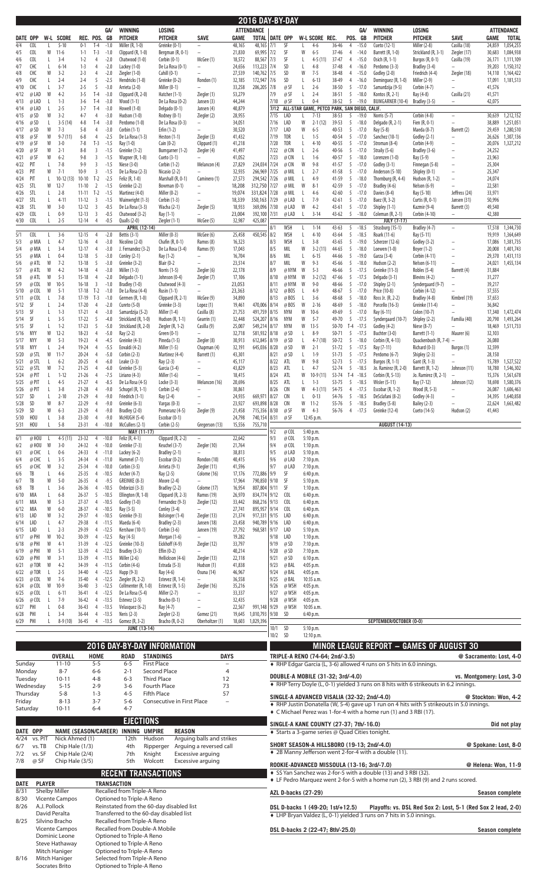# 2016 DAY-BY-DAY

| DATE | OPP | W-L | SCORE | REC. | POS. | GA/ GB | WINNING PITCHER | LOSING PITCHER | SAVE | ATTENDANCE GAME | TOTAL |
|---|---|---|---|---|---|---|---|---|---|---|---|
| 4/4 | COL | L | 5-10 | 0-1 | T-4 | -1.0 | Miller (R, 1-0) | Greinke (0-1) | – | 48,165 | 48,165 |
| 4/5 | COL | W | 11-6 | 1-1 | T-3 | -1.0 | Clippard (R, 1-0) | Bergman (R, 0-1) | – | 21,830 | 69,995 |
| 4/6 | COL | L | 3-4 | 1-2 | 4 | -2.0 | Chatwood (1-0) | Corbin (0-1) | McGee (1) | 18,572 | 88,567 |
| 4/7 | CHC | L | 6-14 | 1-3 | 4 | -2.0 | Lackey (1-0) | De La Rosa (0-1) | – | 24,656 | 113,223 |
| 4/8 | CHC | W | 3-2 | 2-3 | 4 | -2.0 | Ziegler (1-0) | Cahill (0-1) | – | 27,539 | 140,762 |
| 4/9 | CHC | L | 2-4 | 2-4 | 5 | -2.5 | Hendricks (1-0) | Greinke (0-2) | Rondon (1) | 32,185 | 172,947 |
| 4/10 | CHC | L | 3-7 | 2-5 | 5 | -3.0 | Arrieta (2-0) | Miller (0-1) | – | 33,258 | 206,205 |
| 4/12 | @ LAD | W | 4-2 | 3-5 | T-4 | -3.0 | Clippard (R, 2-0) | Hatcher (1-1) | Ziegler (1) | 53,279 | |
| 4/13 | @ LAD | L | 1-3 | 3-6 | T-4 | -3.0 | Wood (1-1) | De La Rosa (0-2) | Jansen (3) | 44,244 | |
| 4/14 | @ LAD | L | 2-5 | 3-7 | T-4 | -3.0 | Howell (1-0) | Delgado (0-1) | Jansen (4) | 40,879 | |
| 4/15 | @ SD | W | 3-2 | 4-7 | 4 | -3.0 | Hudson (1-0) | Rodney (0-1) | Ziegler (2) | 28,955 | |
| 4/16 | @ SD | L | 3-5 (14) | 4-8 | T-4 | -3.0 | Perdomo (1-0) | De La Rosa (0-3) | – | 34,051 | |
| 4/17 | @ SD | W | 7-3 | 5-8 | 4 | -3.0 | Corbin (1-1) | Erlin (1-2) | – | 30,520 | |
| 4/18 | @ SF | W | 9-7 (11) | 6-8 | 4 | -2.5 | De La Rosa (1-3) | Heston (1-1) | Ziegler (3) | 41,432 | |
| 4/19 | @ SF | W | 3-0 | 7-8 | T-3 | -1.5 | Ray (1-0) | Cain (0-2) | Clippard (1) | 41,218 | |
| 4/20 | @ SF | W | 2-1 | 8-8 | 3 | -1.5 | Greinke (1-2) | Bumgarner (1-2) | Ziegler (4) | 41,497 | |
| 4/21 | @ SF | W | 6-2 | 9-8 | 3 | -1.5 | Wagner (R, 1-0) | Cueto (3-1) | – | 41,052 | |
| 4/22 | PIT | L | 7-8 | 9-9 | 3 | -1.5 | Niese (3-0) | Corbin (1-2) | Melancon (4) | 27,829 | 234,034 |
| 4/23 | PIT | W | 7-1 | 10-9 | 3 | -1.5 | De La Rosa (2-3) | Nicasio (2-2) | – | 32,935 | 266,969 |
| 4/24 | PIT | L | 10-12 (13) | 10-10 | T-2 | -2.5 | Feliz (R, 1-0) | Marshall (R, 0-1) | Caminero (1) | 27,573 | 294,542 |
| 4/25 | STL | W | 12-7 | 11-10 | 2 | -1.5 | Greinke (2-2) | Bowman (0-1) | – | 18,208 | 312,750 |
| 4/26 | STL | L | 2-8 | 11-11 | T-2 | -1.5 | Martinez (4-0) | Miller (0-2) | – | 19,074 | 331,824 |
| 4/27 | STL | L | 4-11 | 11-12 | 3 | -1.5 | Wainwright (1-3) | Corbin (1-3) | – | 18,339 | 350,163 |
| 4/28 | STL | W | 3-0 | 12-12 | 3 | -0.5 | De La Rosa (3-3) | Wacha (2-1) | Ziegler (5) | 18,933 | 369,096 |
| 4/29 | COL | L | 0-9 | 12-13 | 3 | -0.5 | Chatwood (3-2) | Ray (1-1) | – | 23,004 | 392,100 |
| 4/30 | COL | L | 2-5 | 12-14 | 4 | -0.5 | Qualls (2-0) | Ziegler (1-1) | McGee (5) | 32,987 | 425,087 |
| | | | | | | | **APRIL (12-14)** | | | | |
| 5/1 | COL | L | 3-6 | 12-15 | 4 | -2.0 | Bettis (3-1) | Miller (0-3) | McGee (6) | 25,458 | 450,545 |
| 5/3 | @ MIA | L | 4-7 | 12-16 | 4 | -3.0 | Nicolino (2-0) | Chafin (R, 0-1) | Ramos (8) | 16,323 | |
| 5/4 | @ MIA | L | 3-4 | 12-17 | 4 | -3.0 | J. Fernandez (3-2) | De La Rosa (3-4) | Ramos (9) | 17,043 | |
| 5/5 | @ MIA | L | 0-4 | 12-18 | 5 | -3.0 | Conley (2-1) | Ray (1-2) | – | 16,704 | |
| 5/6 | @ ATL | W | 7-2 | 13-18 | 5 | -3.0 | Greinke (3-2) | Blair (0-2) | – | 23,514 | |
| 5/7 | @ ATL | W | 4-2 | 14-18 | 4 | -3.0 | Miller (1-3) | Norris (1-5) | Ziegler (6) | 22,178 | |
| 5/8 | @ ATL | W | 5-3 | 15-18 | 4 | -2.0 | Delgado (1-1) | Johnson (0-4) | Ziegler (7) | 17,106 | |
| 5/9 | @ COL | W | 10-5 | 16-18 | 3 | -1.0 | Bradley (1-0) | Chatwood (4-3) | – | 23,053 | |
| 5/10 | @ COL | W | 5-1 | 17-18 | T-2 | -1.0 | De La Rosa (4-4) | Rusin (1-1) | – | 23,363 | |
| 5/11 | @ COL | L | 7-8 | 17-19 | T-3 | -1.0 | Germen (R, 1-0) | Clippard (R, 2-1) | McGee (9) | 34,890 | |
| 5/12 | SF | L | 2-4 | 17-20 | 4 | -2.0 | Cueto (5-0) | Greinke (3-3) | Lopez (1) | 19,461 | 470,006 |
| 5/13 | SF | L | 1-3 | 17-21 | 4 | -3.0 | Samardzija (5-2) | Miller (1-4) | Casilla (8) | 21,753 | 491,759 |
| 5/14 | SF | L | 3-5 | 17-22 | 5 | -4.0 | Strickland (R, 1-0) | Hudson (R, 1-1) | Gearrin (1) | 32,448 | 524,207 |
| 5/15 | SF | L | 1-2 | 17-23 | 5 | -5.0 | Strickland (R, 2-0) | Ziegler (R, 1-2) | Casilla (9) | 25,007 | 549,214 |
| 5/16 | NYY | W | 12-2 | 18-23 | 4 | -5.0 | Ray (2-2) | Green (0-1) | – | 32,718 | 581,932 |
| 5/17 | NYY | W | 5-3 | 19-23 | 4 | -4.5 | Greinke (4-3) | Pineda (1-5) | Ziegler (8) | 30,913 | 612,845 |
| 5/18 | NYY | L | 2-4 | 19-24 | 4 | -5.5 | Eovaldi (4-2) | Miller (1-5) | Chapman (4) | 32,191 | 645,036 |
| 5/20 | @ STL | W | 11-7 | 20-24 | 4 | -5.0 | Corbin (2-3) | Martinez (4-4) | Barrett (1) | 43,301 | |
| 5/21 | @ STL | L | 6-2 | 20-25 | 4 | -6.0 | Leake (3-3) | Ray (2-3) | – | 45,117 | |
| 5/22 | @ STL | W | 7-2 | 21-25 | 4 | -6.0 | Greinke (5-3) | Garcia (3-4) | – | 43,829 | |
| 5/24 | @ PIT | L | 1-12 | 21-26 | 4 | -7.5 | Liriano (4-3) | Miller (1-6) | – | 18,415 | |
| 5/25 | @ PIT | L | 4-5 | 21-27 | 4 | -8.5 | De La Rosa (4-5) | Locke (3-3) | Melancon (16) | 20,696 | |
| 5/26 | @ PIT | L | 3-8 | 21-28 | 4 | -9.0 | Schugel (R, 1-1) | Corbin (2-4) | – | 30,861 | |
| 5/27 | SD | L | 2-10 | 21-29 | 4 | -9.0 | Friedrich (1-1) | Ray (2-4) | – | 24,935 | 669,971 |
| 5/28 | SD | W | 8-7 | 22-29 | 4 | -9.0 | Greinke (6-3) | Vargas (0-3) | – | 23,927 | 693,898 |
| 5/29 | SD | W | 6-3 | 23-29 | 4 | -9.0 | Bradley (2-0) | Pomeranz (4-5) | Ziegler (9) | 21,458 | 715,356 |
| 5/30 | HOU | L | 3-8 | 23-30 | 4 | -9.0 | McHUGH (5-4) | Escobar (0-1) | | 24,798 | 740,154 |
| 5/31 | HOU | L | 5-8 | 23-31 | 4 | -10.0 | McCullers (2-1) | Corbin (2-5) | Gregerson (13) | 15,556 | 755,710 |
| | | | | | | | **MAY (11-17)** | | | | |
| 6/1 | @ HOU | L | 4-5 (11) | 23-32 | 4 | -10.0 | Feliz (R, 4-1) | Clippard (R, 2-2) | – | 22,642 | |
| 6/2 | @ HOU | W | 3-0 | 24-32 | 4 | -10.0 | Greinke (7-3) | Keuchel (3-7) | Ziegler (10) | 21,764 | |
| 6/3 | @ CHC | L | 0-6 | 24-33 | 4 | -11.0 | Lackey (6-2) | Bradley (2-1) | – | 38,813 | |
| 6/4 | @ CHC | L | 3-5 | 24-34 | 4 | -11.0 | Hammel (7-1) | Escobar (0-2) | Rondon (10) | 40,415 | |
| 6/5 | @ CHC | W | 3-2 | 25-34 | 4 | -10.0 | Corbin (3-5) | Arrieta (9-1) | Ziegler (11) | 41,596 | |
| 6/6 | TB | L | 4-6 | 25-35 | 4 | -10.5 | Archer (4-7) | Ray (2-5) | Colome (16) | 17,176 | 772,886 |
| 6/7 | TB | W | 5-0 | 26-35 | 4 | -9.5 | GREINKE (8-3) | Moore (2-4) | – | 17,964 | 790,850 |
| 6/8 | TB | L | 3-6 | 26-36 | 4 | -10.5 | Ordorizzi (3-3) | Bradley (2-2) | Colome (17) | 16,954 | 807,804 |
| 6/10 | MIA | L | 6-8 | 26-37 | 5 | -10.5 | Ellington (R, 1-0) | Clippard (R, 2-3) | Ramos (19) | 26,970 | 834,774 |
| 6/11 | MIA | W | 5-3 | 27-37 | 4 | -10.5 | Godley (1-0) | Fernandez (9-3) | Ziegler (12) | 33,442 | 868,216 |
| 6/12 | MIA | W | 6-0 | 28-37 | 4 | -10.5 | Ray (3-5) | Conley (3-4) | – | 27,741 | 895,957 |
| 6/13 | LAD | W | 3-2 | 29-37 | 4 | -10.5 | Greinke (9-3) | Bolsinger (1-4) | Ziegler (13) | 21,374 | 917,331 |
| 6/14 | LAD | L | 4-7 | 29-38 | 4 | -11.5 | Maeda (6-4) | Bradley (2-3) | Jansen (18) | 23,458 | 940,789 |
| 6/15 | LAD | L | 2-3 | 29-39 | 4 | -12.5 | Kershaw (10-1) | Corbin (3-6) | Jansen (19) | 27,792 | 968,581 |
| 6/17 | @ PHI | W | 10-2 | 30-39 | 4 | -12.5 | Ray (4-5) | Morgan (1-6) | – | 19,282 | |
| 6/18 | @ PHI | W | 4-1 | 31-39 | 4 | -12.5 | Greinke (10-3) | Eickhoff (4-9) | Ziegler (12) | 33,797 | |
| 6/19 | @ PHI | W | 5-1 | 32-39 | 4 | -12.5 | Bradley (3-3) | Effin (0-2) | – | 40,214 | |
| 6/20 | @ PHI | W | 3-1 | 33-39 | 4 | -11.5 | Miller (2-6) | Hellickson (4-6) | Ziegler (13) | 22,118 | |
| 6/21 | @ TOR | W | 4-2 | 34-39 | 4 | -11.5 | Corbin (4-6) | Estrada (5-3) | Hudson (1) | 41,838 | |
| 6/22 | @ TOR | L | 2-5 | 34-40 | 4 | -12.5 | Happ (9-3) | Ray (4-6) | Osuna (14) | 46,967 | |
| 6/23 | @ COL | W | 7-6 | 35-40 | 4 | -12.5 | Ziegler (R, 2-2) | Estevez (R, 1-4) | – | 36,558 | |
| 6/24 | @ COL | W | 10-9 | 36-40 | 3 | -12.5 | Collmenter (R, 1-0) | Estevez (R, 1-5) | Ziegler (16) | 35,216 | |
| 6/25 | @ COL | L | 6-11 | 36-41 | 4 | -12.5 | De La Rosa (5-4) | Miller (2-7) | – | 33,337 | |
| 6/26 | @ COL | L | 7-9 | 36-42 | 4 | -13.5 | Estevez (2-5) | Bracho (0-1) | – | 32,435 | |
| 6/27 | PHI | L | 0-8 | 36-43 | 4 | -13.5 | Velasquez (6-2) | Ray (4-7) | – | 22,567 | 991,148 |
| 6/28 | PHI | L | 3-4 | 36-44 | 4 | -13.5 | Neris (2-3) | Ziegler (2-3) | Gomez (21) | 19,645 | 1,010,793 |
| 6/29 | PHI | L | 8-9 (10) | 36-45 | 4 | -13.5 | Gomez (R, 3-2) | Bracho (R, 0-2) | Oberholtzer (1) | 18,603 | 1,029,396 |
| | | | | | | | **JUNE (13-14)** | | | | |
| 7/1 | SF | L | 4-6 | 36-46 | 4 | -15.0 | Cueto (12-1) | Miller (2-8) | Casilla (18) | 24,859 | 1,054,255 |
| 7/2 | SF | W | 6-5 | 37-46 | 4 | -14.0 | Barrett (R, 1-0) | Strickland (R, 3-1) | Ziegler (17) | 30,683 | 1,084,938 |
| 7/3 | SF | L | 4-5 (11) | 37-47 | 4 | -15.0 | Osich (R, 1-1) | Burgos (R, 0-1) | Casilla (19) | 26,171 | 1,111,109 |
| 7/4 | SD | L | 4-8 | 37-48 | 4 | -16.0 | Perdomo (3-3) | Bradley (3-4) | – | 39,203 | 1,150,312 |
| 7/5 | SD | W | 7-5 | 38-48 | 4 | -15.0 | Godley (2-0) | Friedrich (4-4) | Ziegler (18) | 14,110 | 1,164,422 |
| 7/6 | SD | L | 6-13 | 38-49 | 4 | -16.0 | Dominguez (R, 1-0) | Miller (2-9) | – | 17,091 | 1,181,513 |
| 7/8 | @ SF | L | 2-6 | 38-50 | 5 | -17.0 | Samardzija (9-5) | Corbin (4-7) | – | 41,576 | |
| 7/9 | @ SF | L | 2-4 | 38-51 | 5 | -18.0 | Kontos (R, 2-1) | Ray (4-8) | Casilla (21) | 41,571 | |
| 7/10 | @ SF | L | 0-4 | 38-52 | 5 | -19.0 | BUMGARNER (10-4) | Bradley (3-5) | – | 42,075 | |
| 7/12 | | | | | | | **ALL-STAR GAME, PETCO PARK, SAN DIEGO, CALIF.** | | | | |
| 7/15 | LAD | L | 7-13 | 38-53 | 5 | -19.0 | Norris (5-7) | Corbin (4-8) | – | 30,639 | 1,212,152 |
| 7/16 | LAD | W | 2-1 (12) | 39-53 | 5 | -18.0 | Delgado (R, 2-1) | Fien (R, 0-1) | – | 38,889 | 1,251,051 |
| 7/17 | LAD | W | 6-5 | 40-53 | 5 | -17.0 | Ray (5-8) | Maeda (8-7) | Barrett (2) | 29,459 | 1,280,510 |
| 7/19 | TOR | L | 1-5 | 40-54 | 5 | -17.0 | Sanchez (10-1) | Godley (2-1) | – | 26,626 | 1,307,136 |
| 7/20 | TOR | L | 4-10 | 40-55 | 5 | -17.0 | Stroman (8-4) | Corbin (4-9) | – | 20,076 | 1,327,212 |
| 7/22 | @ CIN | L | 2-6 | 40-56 | 5 | -17.0 | Straily (5-6) | Bradley (3-6) | – | 24,252 | |
| 7/23 | @ CIN | L | 1-6 | 40-57 | 5 | -18.0 | Lorenzen (1-0) | Ray (5-9) | – | 23,963 | |
| 7/24 | @ CIN | W | 9-8 | 41-57 | 5 | -17.0 | Godley (3-1) | Finnegan (5-8) | – | 25,304 | |
| 7/25 | @ MIL | L | 2-7 | 41-58 | 5 | -17.0 | Anderson (5-10) | Shipley (0-1) | – | 25,347 | |
| 7/26 | @ MIL | L | 4-9 | 41-59 | 5 | -18.0 | Thornburg (R, 4-4) | Hudson (R, 1-2) | – | 24,074 | |
| 7/27 | @ MIL | W | 8-1 | 42-59 | 5 | -17.0 | Bradley (4-6) | Nelson (6-9) | – | 22,581 | |
| 7/28 | @ MIL | L | 4-6 | 42-60 | 5 | -17.0 | Davies (8-4) | Ray (5-10) | Jeffress (24) | 33,971 | |
| 7/29 | @ LAD | L | 7-9 | 42-61 | 5 | -17.0 | Baez (R, 3-2) | Curtis (R, 0-1) | Jansen (31) | 50,996 | |
| 7/30 | @ LAD | W | 4-2 | 43-61 | 5 | -17.0 | Shipley (1-1) | Kazmir (9-4) | Barrett (3) | 49,540 | |
| 7/31 | @ LAD | L | 3-14 | 43-62 | 5 | -18.0 | Coleman (R, 2-1) | Corbin (4-10) | – | 42,380 | |
| | | | | | | | **JULY (7-17)** | | | | |
| 8/1 | WSH | L | 1-14 | 43-63 | 5 | -18.5 | Strasburg (15-1) | Bradley (4-7) | – | 17,518 | 1,344,730 |
| 8/2 | WSH | L | 4-10 | 43-64 | 5 | -18.5 | Roark (11-6) | Ray (5-11) | | 19,919 | 1,364,649 |
| 8/3 | WSH | L | 3-8 | 43-65 | 5 | -19.0 | Scherzer (12-6) | Godley (3-2) | – | 17,086 | 1,381,735 |
| 8/5 | MIL | W | 3-2 (11) | 44-65 | 5 | -18.0 | Loewen (1-0) | Boyer (1-2) | – | 20,008 | 1,401,743 |
| 8/6 | MIL | L | 6-15 | 44-66 | 5 | -19.0 | Garza (3-4) | Corbin (4-11) | – | 29,370 | 1,431,113 |
| 8/7 | MIL | W | 9-3 | 45-66 | 5 | -18.0 | Hudson (2-2) | Nelson (6-11) | – | 24,021 | 1,455,134 |
| 8/9 | @ NYM | W | 5-3 | 46-66 | 5 | -17.5 | Greinke (11-3) | Robles (5-4) | Barrett (4) | 31,884 | |
| 8/10 | @ NYM | W | 3-2 (12) | 47-66 | 5 | -17.5 | Delgado (3-1) | Blevins (4-2) | – | 31,277 | |
| 8/11 | @ NYM | W | 9-0 | 48-66 | 5 | -17.5 | Shipley (2-1) | Syndergaard (9-7) | – | 39,217 | |
| 8/12 | @ BOS | L | 4-9 | 48-67 | 5 | -17.5 | Price (10-8) | Corbin (4-12) | – | 37,555 | |
| 8/13 | @ BOS | L | 3-6 | 48-68 | 5 | -18.0 | Ross Jr. (R, 2-2) | Bradley (4-8) | Kimbrel (19) | 37,653 | |
| 8/14 | @ BOS | W | 2-16 | 48-69 | 5 | -18.0 | Porcello (16-3) | Greinke (11-4) | – | 36,842 | |
| 8/15 | NYM | W | 10-6 | 49-69 | 5 | -17.0 | Ray (6-11) | Colon (10-7) | – | 17,340 | 1,472,474 |
| 8/16 | NYM | W | 5-7 | 49-70 | 5 | -17.5 | Syndergaard (10-7) | Shipley (2-2) | Familia (40) | 20,790 | 1,493,264 |
| 8/17 | NYM | W | 13-5 | 50-70 | T-4 | -17.5 | Godley (4-2) | Niese (8-7) | – | 18,469 | 1,511,733 |
| 8/18 | @ SD | L | 8-9 | 50-71 | 5 | -17.5 | Buchter (3-0) | Barrett (1-1) | Maurer (6) | 32,103 | |
| 8/19 | @ SD | L | 4-7 (10) | 50-72 | 5 | -18.0 | Corbin (R, 4-13) | Quackenbush (R, 7-4) | – | 26,080 | |
| 8/20 | @ SD | W | 2-1 | 51-72 | 5 | -17.5 | Ray (7-11) | Richard (0-3) | Burgos (1) | 32,599 | |
| 8/21 | @ SD | L | 1-9 | 51-73 | 5 | -17.5 | Perdomo (6-7) | Shipley (2-3) | – | 28,150 | |
| 8/22 | ATL | W | 9-8 | 52-73 | 5 | -17.5 | Burgos (R, 1-1) | Gant (R, 1-3) | – | 15,789 | 1,527,522 |
| 8/23 | ATL | L | 4-7 | 52-74 | 5 | -18.5 | Jo. Ramirez (R, 2-0) | Barrett (R, 1-2) | Johnson (11) | 18,780 | 1,546,302 |
| 8/24 | ATL | W | 10-9 (11) | 53-74 | T-4 | -18.5 | Corbin (R, 5-13) | Jo. Ramirez (R, 2-1) | – | 15,376 | 1,561,678 |
| 8/25 | ATL | L | 1-3 | 53-75 | 5 | -18.5 | Wisler (5-11) | Ray (7-12) | Johnson (12) | 18,698 | 1,580,376 |
| 8/26 | CIN | W | 4-3 (11) | 54-75 | 4 | -17.5 | Escobar (R, 1-2) | Wood (R, 5-3) | – | 26,087 | 1,606,463 |
| 8/27 | CIN | L | 0-13 | 54-76 | 5 | -18.5 | DeSclafani (8-2) | Godley (4-3) | – | 34,395 | 1,640,858 |
| 8/28 | CIN | W | 11-2 | 55-76 | 5 | -18.5 | Bradley (5-8) | Bailey (2-3) | – | 22,624 | 1,663,482 |
| 8/30 | @ SF | W | 4-3 | 56-76 | 4 | -17.5 | Greinke (12-4) | Cueto (14-5) | Hudson (2) | 41,443 | |
| 8/31 | @ SF | | 12:45 p.m. | | | | | | | | |
| | | | | | | | **AUGUST (14-13)** | | | | |
| 9/2 | @ COL | | 5:10 p.m. | | | | | | | | |
| 9/3 | @ COL | | 5:10 p.m. | | | | | | | | |
| 9/4 | @ COL | | 1:10 p.m. | | | | | | | | |
| 9/5 | @ LAD | | 5:10 p.m. | | | | | | | | |
| 9/6 | @ LAD | | 7:10 p.m. | | | | | | | | |
| 9/7 | @ LAD | | 7:10 p.m. | | | | | | | | |
| 9/9 | SF | | 6:40 p.m. | | | | | | | | |
| 9/10 | SF | | 5:10 p.m. | | | | | | | | |
| 9/11 | SF | | 1:10 p.m. | | | | | | | | |
| 9/12 | COL | | 6:40 p.m. | | | | | | | | |
| 9/13 | COL | | 6:40 p.m. | | | | | | | | |
| 9/14 | COL | | 6:40 p.m. | | | | | | | | |
| 9/15 | LAD | | 6:40 p.m. | | | | | | | | |
| 9/16 | LAD | | 6:40 p.m. | | | | | | | | |
| 9/17 | LAD | | 5:10 p.m. | | | | | | | | |
| 9/18 | LAD | | 1:10 p.m. | | | | | | | | |
| 9/19 | @ SD | | 7:10 p.m. | | | | | | | | |
| 9/20 | @ SD | | 7:10 p.m. | | | | | | | | |
| 9/21 | @ SD | | 6:10 p.m. | | | | | | | | |
| 9/23 | @ BAL | | 4:05 p.m. | | | | | | | | |
| 9/24 | @ BAL | | 4:05 p.m. | | | | | | | | |
| 9/25 | @ BAL | | 10:35 a.m. | | | | | | | | |
| 9/26 | @ WSH | | 4:05 p.m. | | | | | | | | |
| 9/27 | @ WSH | | 4:05 p.m. | | | | | | | | |
| 9/28 | @ WSH | | 4:05 p.m. | | | | | | | | |
| 9/29 | @ WSH | | 10:05 a.m. | | | | | | | | |
| 9/30 | SD | | 6:40 p.m. | | | | | | | | |
| 10/1 | SD | | 5:10 p.m. | | | | | | | | |
| 10/2 | SD | | 12:10 p.m. | | | | | | | | |
| | | | | | | | **SEPTEMBER/OCTOBER (0-0)** | | | | |

## 2016 DAY-BY-DAY INFORMATION

| | OVERALL | HOME | ROAD | STANDINGS | DAYS |
|---|---|---|---|---|---|
| Sunday | 11-10 | 5-5 | 6-5 | First Place | – |
| Monday | 8-7 | 6-6 | 2-1 | Second Place | 4 |
| Tuesday | 10-11 | 4-8 | 6-3 | Third Place | 12 |
| Wednesday | 5-15 | 2-9 | 3-6 | Fourth Place | 73 |
| Thursday | 5-8 | 1-3 | 4-5 | Fifth Place | 57 |
| Friday | 8-13 | 3-7 | 5-6 | Consecutive in First Place | – |
| Saturday | 10-11 | 6-4 | 4-7 | | |

## EJECTIONS

| DATE | OPP | NAME (SEASON/CAREER) | INNING | UMPIRE | REASON |
|---|---|---|---|---|---|
| 4/24 | vs. PIT | Nick Ahmed (1) | 12th | Hudson | Arguing balls and strikes |
| 6/7 | vs. TB | Chip Hale (1/3) | 4th | Ripperger | Arguing a reversed call |
| 7/2 | vs. SF | Chip Hale (2/4) | 7th | Knight | Excessive arguing |
| 7/8 | @ SF | Chip Hale (3/5) | 5th | Wolcott | Excessive arguing |

## RECENT TRANSACTIONS

| DATE | PLAYER | TRANSACTION |
|---|---|---|
| 8/31 | Shelby Miller | Recalled from Triple-A Reno |
| 8/30 | Vicente Campos | Optioned to Triple-A Reno |
| 8/26 | A.J. Pollock | Reinstated from the 60-day disabled list |
| | David Peralta | Transferred to the 60-day disabled list |
| 8/25 | Silvino Bracho | Recalled from Triple-A Reno |
| | Vicente Campos | Recalled from Double-A Mobile |
| | Dominic Leone | Optioned to Triple-A Reno |
| | Steve Hathaway | Optioned to Triple-A Reno |
| | Mitch Haniger | Optioned to Triple-A Reno |
| 8/16 | Mitch Haniger | Selected from Triple-A Reno |
| | Socrates Brito | Optioned to Triple-A Reno |

## MINOR LEAGUE REPORT – GAMES OF AUGUST 30

**TRIPLE-A RENO (74-64; 2nd/-3.5)** — @ Sacramento: Lost, 4-0
- RHP Edgar Garcia (L, 3-6) allowed 4 runs on 5 hits in 6.0 innings.

**DOUBLE-A MOBILE (31-32; 3rd/-4.0)** — vs. Montgomery: Lost, 3-0
- RHP Terry Doyle (L, 0-1) yielded 3 runs on 8 hits with 6 strikeouts in 6.2 innings.

**SINGLE-A ADVANCED VISALIA (32-32; 2nd/-4.0)** — @ Stockton: Won, 4-2
- RHP Justin Donatella (W, 5-4) gave up 1 run on 4 hits with 5 strikeouts in 5.0 innings.
- C Michael Perez was 1-for-4 with a home run (1) and 3 RBI (17).

**SINGLE-A KANE COUNTY (27-37; 7th/-16.0)** — Did not play
- Starts a 3-game series @ Quad Cities tonight.

**SHORT SEASON-A HILLSBORO (19-13; 2nd/-4.0)** — @ Spokane: Lost, 8-0
- 2B Manny Jefferson went 2-for-4 with a double (11).

**ROOKIE-ADVANCED MISSOULA (13-16; 3rd/-7.0)** — @ Helena: Won, 11-9
- SS Yan Sanchez was 2-for-5 with a double (13) and 3 RBI (32).
- LF Pedro Marquez went 2-for-5 with a home run (2), 2 RBI (9) and 2 runs scored.

**AZL D-backs (27-29)** — Season complete

**DSL D-backs 1 (49-20; 1st/+12.5)** — Playoffs: vs. DSL Red Sox 2: Lost, 5-1 (Red Sox 2 lead, 2-0)
- LHP Bryan Valdez (L, 0-1) yielded 3 runs on 7 hits in 5.0 innings.

**DSL D-backs 2 (22-47; 8th/-25.0)** — Season complete